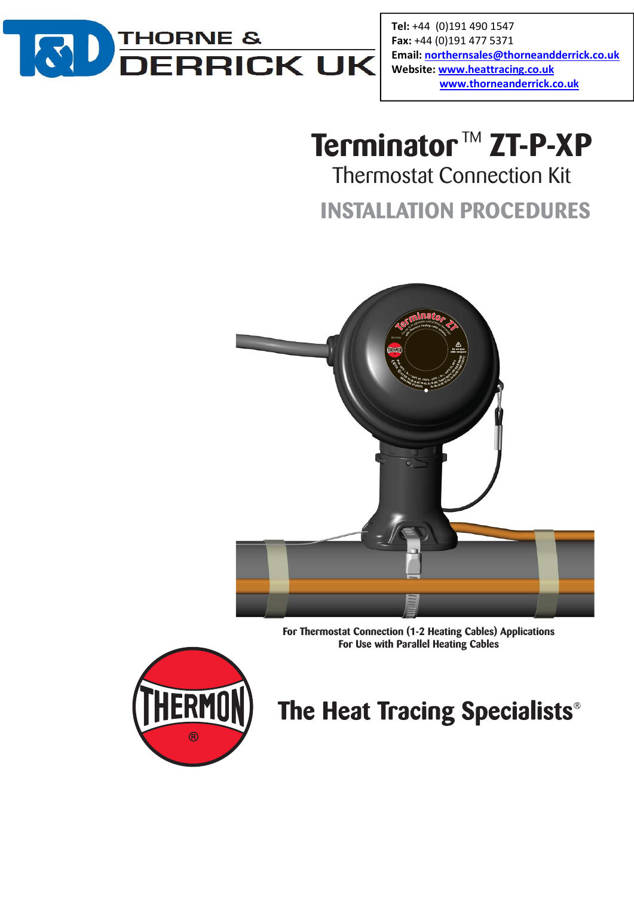**Tel:** +44 (0)191 490 1547
**Fax:** +44 (0)191 477 5371
**Email:** northernsales@thorneandderrick.co.uk
**Website:** www.heattracing.co.uk
www.thorneanderrick.co.uk

# Terminator™ ZT-P-XP

## Thermostat Connection Kit

## INSTALLATION PROCEDURES

**For Thermostat Connection (1-2 Heating Cables) Applications**
**For Use with Parallel Heating Cables**

**The Heat Tracing Specialists®**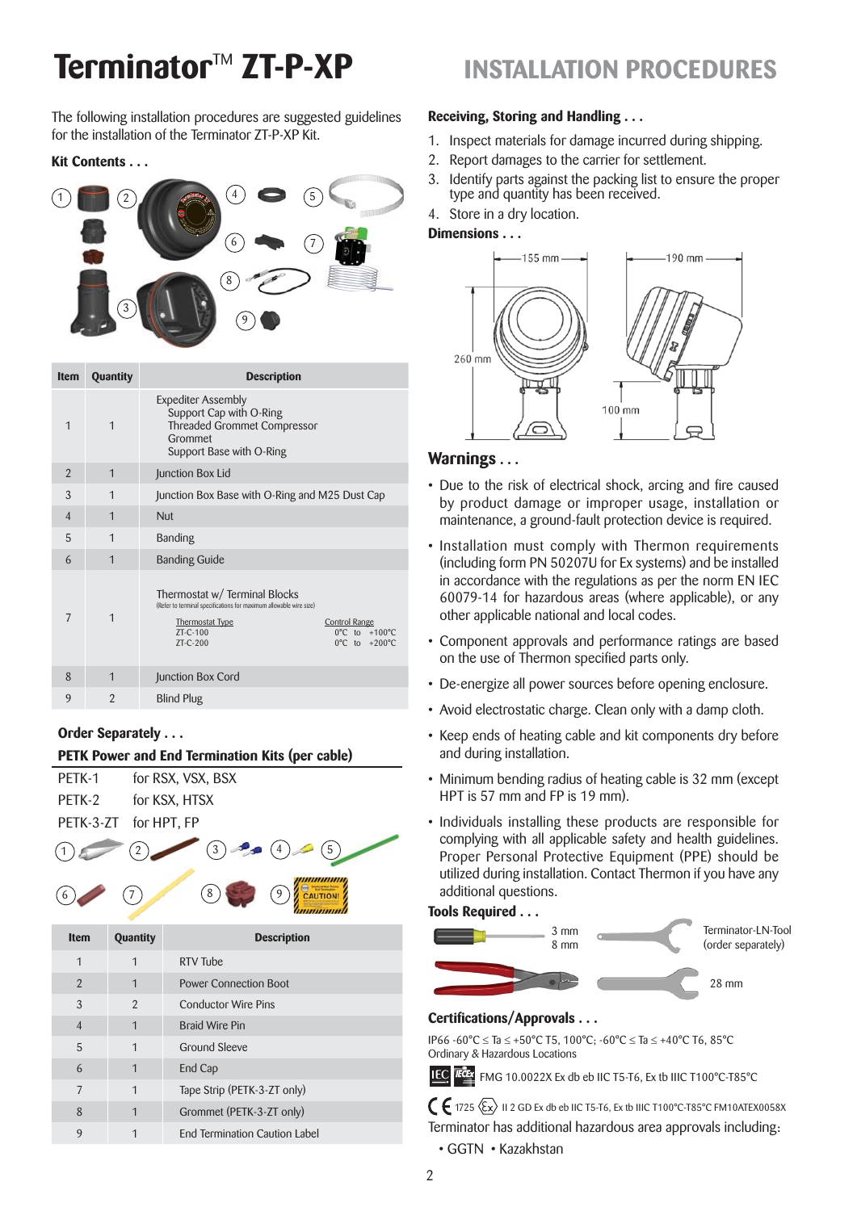# Terminator™ ZT-P-XP

## INSTALLATION PROCEDURES

The following installation procedures are suggested guidelines for the installation of the Terminator ZT-P-XP Kit.

### Kit Contents . . .

| Item | Quantity | Description |
|---|---|---|
| 1 | 1 | Expediter Assembly<br>Support Cap with O-Ring<br>Threaded Grommet Compressor<br>Grommet<br>Support Base with O-Ring |
| 2 | 1 | Junction Box Lid |
| 3 | 1 | Junction Box Base with O-Ring and M25 Dust Cap |
| 4 | 1 | Nut |
| 5 | 1 | Banding |
| 6 | 1 | Banding Guide |
| 7 | 1 | Thermostat w/ Terminal Blocks<br>(Refer to terminal specifications for maximum allowable wire size)<br>Thermostat Type / Control Range<br>ZT-C-100 0°C to +100°C<br>ZT-C-200 0°C to +200°C |
| 8 | 1 | Junction Box Cord |
| 9 | 2 | Blind Plug |

### Order Separately . . .

**PETK Power and End Termination Kits (per cable)**

| | |
|---|---|
| PETK-1 | for RSX, VSX, BSX |
| PETK-2 | for KSX, HTSX |
| PETK-3-ZT | for HPT, FP |

| Item | Quantity | Description |
|---|---|---|
| 1 | 1 | RTV Tube |
| 2 | 1 | Power Connection Boot |
| 3 | 2 | Conductor Wire Pins |
| 4 | 1 | Braid Wire Pin |
| 5 | 1 | Ground Sleeve |
| 6 | 1 | End Cap |
| 7 | 1 | Tape Strip (PETK-3-ZT only) |
| 8 | 1 | Grommet (PETK-3-ZT only) |
| 9 | 1 | End Termination Caution Label |

### Receiving, Storing and Handling . . .

1. Inspect materials for damage incurred during shipping.
2. Report damages to the carrier for settlement.
3. Identify parts against the packing list to ensure the proper type and quantity has been received.
4. Store in a dry location.

### Dimensions . . .

155 mm, 190 mm, 260 mm, 100 mm

### Warnings . . .

- Due to the risk of electrical shock, arcing and fire caused by product damage or improper usage, installation or maintenance, a ground-fault protection device is required.
- Installation must comply with Thermon requirements (including form PN 50207U for Ex systems) and be installed in accordance with the regulations as per the norm EN IEC 60079-14 for hazardous areas (where applicable), or any other applicable national and local codes.
- Component approvals and performance ratings are based on the use of Thermon specified parts only.
- De-energize all power sources before opening enclosure.
- Avoid electrostatic charge. Clean only with a damp cloth.
- Keep ends of heating cable and kit components dry before and during installation.
- Minimum bending radius of heating cable is 32 mm (except HPT is 57 mm and FP is 19 mm).
- Individuals installing these products are responsible for complying with all applicable safety and health guidelines. Proper Personal Protective Equipment (PPE) should be utilized during installation. Contact Thermon if you have any additional questions.

### Tools Required . . .

3 mm
8 mm

Terminator-LN-Tool (order separately)

28 mm

### Certifications/Approvals . . .

IP66 -60°C ≤ Ta ≤ +50°C T5, 100°C; -60°C ≤ Ta ≤ +40°C T6, 85°C
Ordinary & Hazardous Locations

IEC IECEx FMG 10.0022X Ex db eb IIC T5-T6, Ex tb IIIC T100°C-T85°C

CE 1725 Ex II 2 GD Ex db eb IIC T5-T6, Ex tb IIIC T100°C-T85°C FM10ATEX0058X

Terminator has additional hazardous area approvals including:

- GGTN • Kazakhstan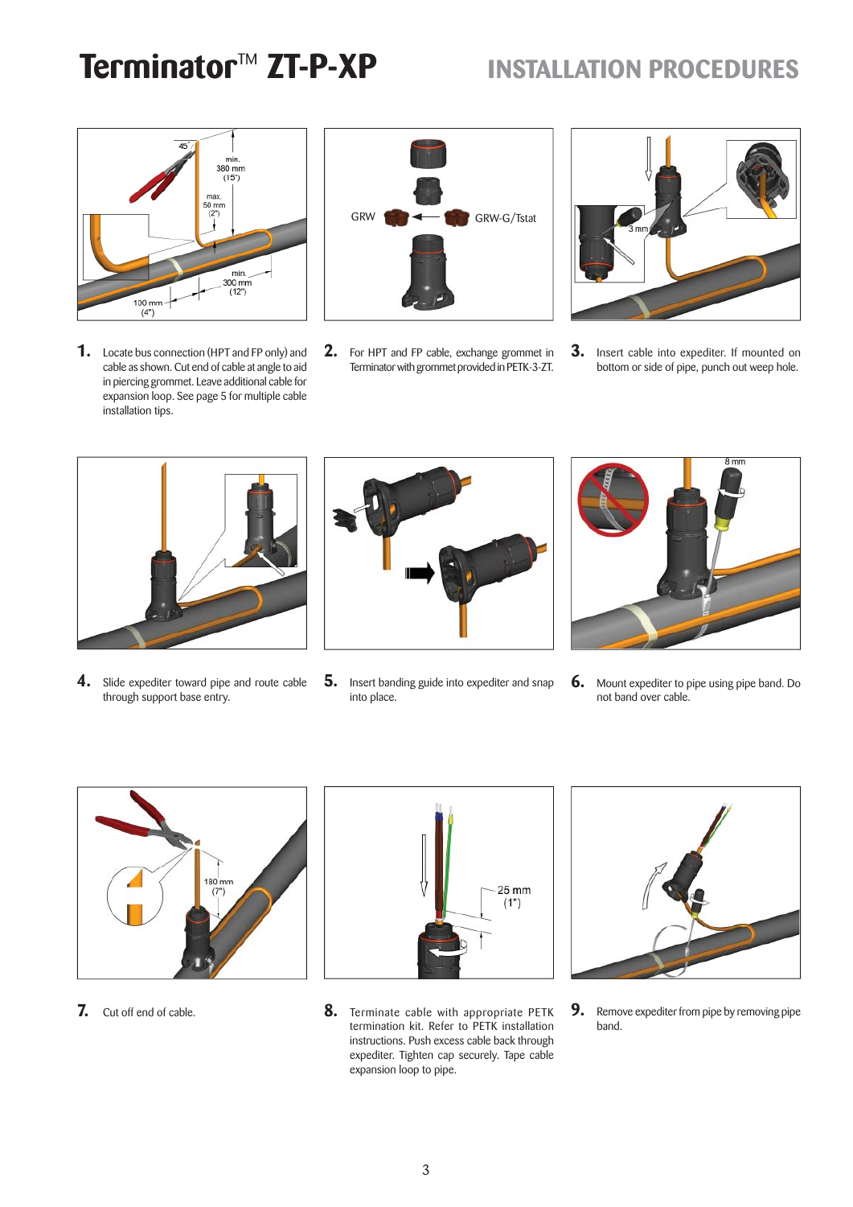# Terminator™ ZT-P-XP

## INSTALLATION PROCEDURES

1. Locate bus connection (HPT and FP only) and cable as shown. Cut end of cable at angle to aid in piercing grommet. Leave additional cable for expansion loop. See page 5 for multiple cable installation tips.

2. For HPT and FP cable, exchange grommet in Terminator with grommet provided in PETK-3-ZT.

3. Insert cable into expediter. If mounted on bottom or side of pipe, punch out weep hole.

4. Slide expediter toward pipe and route cable through support base entry.

5. Insert banding guide into expediter and snap into place.

6. Mount expediter to pipe using pipe band. Do not band over cable.

7. Cut off end of cable.

8. Terminate cable with appropriate PETK termination kit. Refer to PETK installation instructions. Push excess cable back through expediter. Tighten cap securely. Tape cable expansion loop to pipe.

9. Remove expediter from pipe by removing pipe band.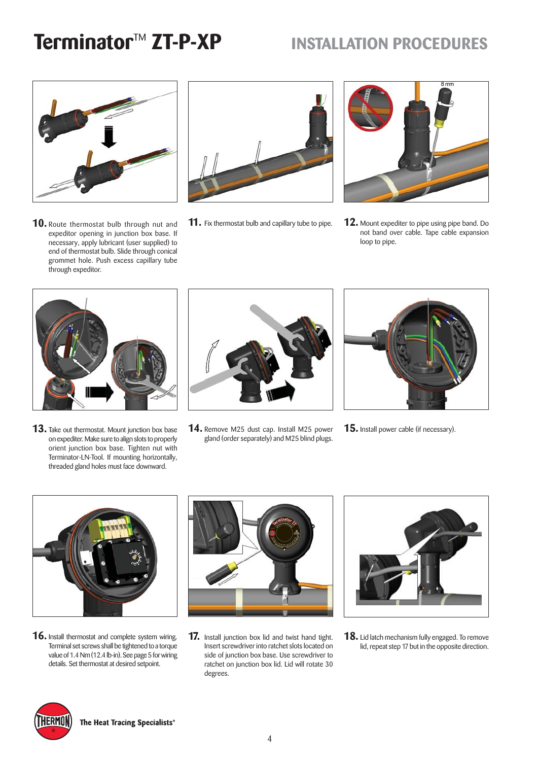# Terminator™ ZT-P-XP

## INSTALLATION PROCEDURES

**10.** Route thermostat bulb through nut and expeditor opening in junction box base. If necessary, apply lubricant (user supplied) to end of thermostat bulb. Slide through conical grommet hole. Push excess capillary tube through expeditor.

**11.** Fix thermostat bulb and capillary tube to pipe.

**12.** Mount expediter to pipe using pipe band. Do not band over cable. Tape cable expansion loop to pipe.

**13.** Take out thermostat. Mount junction box base on expediter. Make sure to align slots to properly orient junction box base. Tighten nut with Terminator-LN-Tool. If mounting horizontally, threaded gland holes must face downward.

**14.** Remove M25 dust cap. Install M25 power gland (order separately) and M25 blind plugs.

**15.** Install power cable (if necessary).

**16.** Install thermostat and complete system wiring. Terminal set screws shall be tightened to a torque value of 1.4 Nm (12.4 lb-in). See page 5 for wiring details. Set thermostat at desired setpoint.

**17.** Install junction box lid and twist hand tight. Insert screwdriver into ratchet slots located on side of junction box base. Use screwdriver to ratchet on junction box lid. Lid will rotate 30 degrees.

**18.** Lid latch mechanism fully engaged. To remove lid, repeat step 17 but in the opposite direction.

The Heat Tracing Specialists®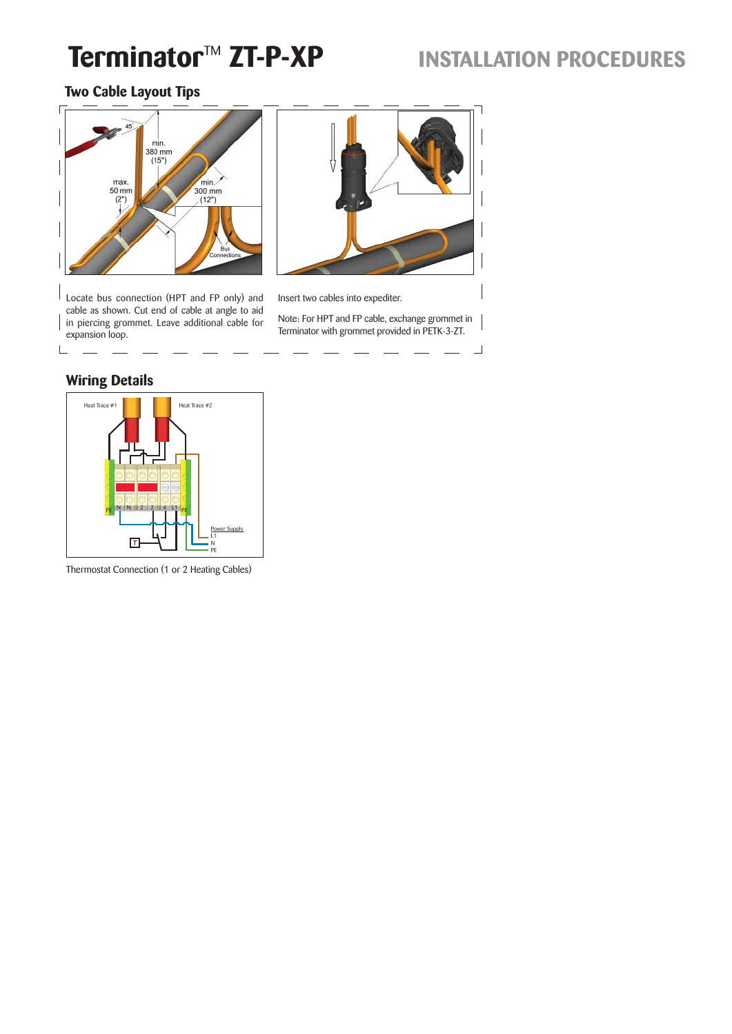# Terminator™ ZT-P-XP

## INSTALLATION PROCEDURES

### Two Cable Layout Tips

Locate bus connection (HPT and FP only) and cable as shown. Cut end of cable at angle to aid in piercing grommet. Leave additional cable for expansion loop.

Insert two cables into expediter.

Note: For HPT and FP cable, exchange grommet in Terminator with grommet provided in PETK-3-ZT.

### Wiring Details

Thermostat Connection (1 or 2 Heating Cables)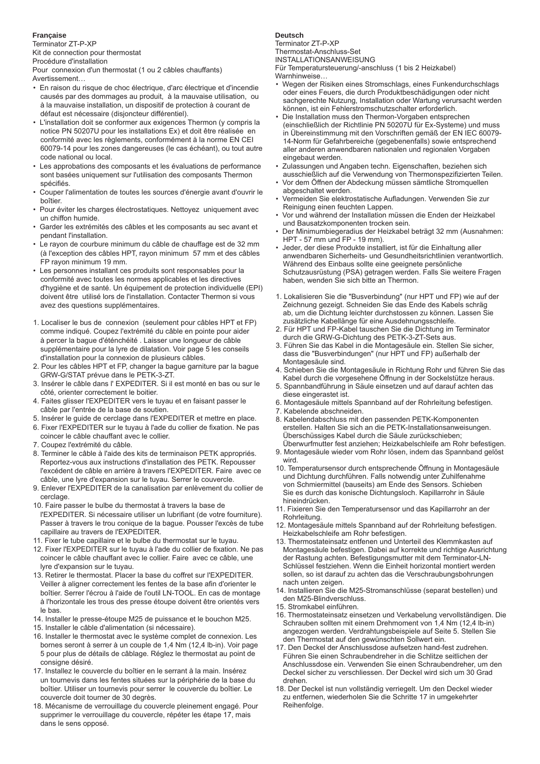**Française**

Terminator ZT-P-XP

Kit de connection pour thermostat

Procédure d'installation

Pour connexion d'un thermostat (1 ou 2 câbles chauffants)

Avertissement…

- En raison du risque de choc électrique, d'arc électrique et d'incendie causés par des dommages au produit, à la mauvaise utilisation, ou à la mauvaise installation, un dispositif de protection à courant de défaut est nécessaire (disjoncteur différentiel).
- L'installation doit se conformer aux exigences Thermon (y compris la notice PN 50207U pour les installations Ex) et doit être réalisée en conformité avec les règlements, conformément à la norme EN CEI 60079-14 pour les zones dangereuses (le cas échéant), ou tout autre code national ou local.
- Les approbations des composants et les évaluations de performance sont basées uniquement sur l'utilisation des composants Thermon spécifiés.
- Couper l'alimentation de toutes les sources d'énergie avant d'ouvrir le boîtier.
- Pour éviter les charges électrostatiques. Nettoyez uniquement avec un chiffon humide.
- Garder les extrémités des câbles et les composants au sec avant et pendant l'installation.
- Le rayon de courbure minimum du câble de chauffage est de 32 mm (à l'exception des câbles HPT, rayon minimum 57 mm et des câbles FP rayon minimum 19 mm.
- Les personnes installant ces produits sont responsables pour la conformité avec toutes les normes applicables et les directives d'hygiène et de santé. Un équipement de protection individuelle (EPI) doivent être utilisé lors de l'installation. Contacter Thermon si vous avez des questions supplémentaires.

1. Localiser le bus de connexion (seulement pour câbles HPT et FP) comme indiqué. Coupez l'extrémité du câble en pointe pour aider à percer la bague d'éténchéité . Laisser une longueur de câble supplémentaire pour la lyre de dilatation. Voir page 5 les conseils d'installation pour la connexion de plusieurs câbles.
2. Pour les câbles HPT et FP, changer la bague garniture par la bague GRW-G/STAT prévue dans le PETK-3-ZT.
3. Insérer le câble dans l' EXPEDITER. Si il est monté en bas ou sur le côté, orienter correctement le boitier.
4. Faites glisser l'EXPEDITER vers le tuyau et en faisant passer le câble par l'entrée de la base de soutien.
5. Insérer le guide de cerclage dans l'EXPEDITER et mettre en place.
6. Fixer l'EXPEDITER sur le tuyau à l'ade du collier de fixation. Ne pas coincer le câble chauffant avec le collier.
7. Coupez l'extrémité du câble.
8. Terminer le câble à l'aide des kits de terminaison PETK appropriés. Reportez-vous aux instructions d'installation des PETK. Repousser l'excédent de câble en arrière à travers l'EXPEDITER. Faire avec ce câble, une lyre d'expansion sur le tuyau. Serrer le couvercle.
9. Enlever l'EXPEDITER de la canalisation par enlèvement du collier de cerclage.
10. Faire passer le bulbe du thermostat à travers la base de l'EXPEDITER. Si nécessaire utiliser un lubrifiant (de votre fourniture). Passer à travers le trou conique de la bague. Pousser l'excès de tube capillaire au travers de l'EXPEDITER.
11. Fixer le tube capillaire et le bulbe du thermostat sur le tuyau.
12. Fixer l'EXPEDITER sur le tuyau à l'ade du collier de fixation. Ne pas coincer le câble chauffant avec le collier. Faire avec ce câble, une lyre d'expansion sur le tuyau.
13. Retirer le thermostat. Placer la base du coffret sur l'EXPEDITER. Veiller à aligner correctement les fentes de la base afin d'orienter le boîtier. Serrer l'écrou à l'aide de l'outil LN-TOOL. En cas de montage à l'horizontale les trous des presse étoupe doivent être orientés vers le bas.
14. Installer le presse-étoupe M25 de puissance et le bouchon M25.
15. Installer le câble d'alimentation (si nécessaire).
16. Installer le thermostat avec le système complet de connexion. Les bornes seront à serrer à un couple de 1,4 Nm (12,4 lb-in). Voir page 5 pour plus de détails de câblage. Réglez le thermostat au point de consigne désiré.
17. Installez le couvercle du boîtier en le serrant à la main. Insérez un tournevis dans les fentes situées sur la périphérie de la base du boîtier. Utiliser un tournevis pour serrer le couvercle du boîtier. Le couvercle doit tourner de 30 degrès.
18. Mécanisme de verrouillage du couvercle pleinement engagé. Pour supprimer le verrouillage du couvercle, répéter les étape 17, mais dans le sens opposé.

**Deutsch**

Terminator ZT-P-XP

Thermostat-Anschluss-Set

INSTALLATIONSANWEISUNG

Für Temperatursteuerung/-anschluss (1 bis 2 Heizkabel)

Warnhinweise…

- Wegen der Risiken eines Stromschlags, eines Funkendurchschlags oder eines Feuers, die durch Produktbeschädigungen oder nicht sachgerechte Nutzung, Installation oder Wartung verursacht werden können, ist ein Fehlerstromschutzschalter erforderlich.
- Die Installation muss den Thermon-Vorgaben entsprechen (einschließlich der Richtlinie PN 50207U für Ex-Systeme) und muss in Übereinstimmung mit den Vorschriften gemäß der EN IEC 60079-14-Norm für Gefahrbereiche (gegebenenfalls) sowie entsprechend aller anderen anwendbaren nationalen und regionalen Vorgaben eingebaut werden.
- Zulassungen und Angaben techn. Eigenschaften, beziehen sich ausschießlich auf die Verwendung von Thermonspezifizierten Teilen.
- Vor dem Öffnen der Abdeckung müssen sämtliche Stromquellen abgeschaltet werden.
- Vermeiden Sie elektrostatische Aufladungen. Verwenden Sie zur Reinigung einen feuchten Lappen.
- Vor und während der Installation müssen die Enden der Heizkabel und Bausatzkomponenten trocken sein.
- Der Minimumbiegeradius der Heizkabel beträgt 32 mm (Ausnahmen: HPT - 57 mm und FP - 19 mm).
- Jeder, der diese Produkte installiert, ist für die Einhaltung aller anwendbaren Sicherheits- und Gesundheitsrichtlinien verantwortlich. Während des Einbaus sollte eine geeignete persönliche Schutzausrüstung (PSA) getragen werden. Falls Sie weitere Fragen haben, wenden Sie sich bitte an Thermon.

1. Lokalisieren Sie die "Busverbindung" (nur HPT und FP) wie auf der Zeichnung gezeigt. Schneiden Sie das Ende des Kabels schräg ab, um die Dichtung leichter durchstossen zu können. Lassen Sie zusätzliche Kabellänge für eine Ausdehnungsschleife.
2. Für HPT und FP-Kabel tauschen Sie die Dichtung im Terminator durch die GRW-G-Dichtung des PETK-3-ZT-Sets aus.
3. Führen Sie das Kabel in die Montagesäule ein. Stellen Sie sicher, dass die "Busverbindungen" (nur HPT und FP) außerhalb der Montagesäule sind.
4. Schieben Sie die Montagesäule in Richtung Rohr und führen Sie das Kabel durch die vorgesehene Öffnung in der Sockelstütze heraus.
5. Spannbandführung in Säule einsetzen und auf darauf achten das diese eingerastet ist.
6. Montagesäule mittels Spannband auf der Rohrleitung befestigen.
7. Kabelende abschneiden.
8. Kabelendabschluss mit den passenden PETK-Komponenten erstellen. Halten Sie sich an die PETK-Installationsanweisungen. Überschüssiges Kabel durch die Säule zurückschieben; Überwurfmutter fest anziehen; Heizkabelschleife am Rohr befestigen.
9. Montagesäule wieder vom Rohr lösen, indem das Spannband gelöst wird.
10. Temperatursensor durch entsprechende Öffnung in Montagesäule und Dichtung durchführen. Falls notwendig unter Zuhilfenahme von Schmiermittel (bauseits) am Ende des Sensors. Schieben Sie es durch das konische Dichtungsloch. Kapillarrohr in Säule hineindrücken.
11. Fixieren Sie den Temperatursensor und das Kapillarrohr an der Rohrleitung.
12. Montagesäule mittels Spannband auf der Rohrleitung befestigen. Heizkabelschleife am Rohr befestigen.
13. Thermostateinsatz entfenen und Unterteil des Klemmkasten auf Montagesäule befestigen. Dabei auf korrekte und richtige Ausrichtung der Rastung achten. Befestigungsmutter mit dem Terminator-LN-Schlüssel festziehen. Wenn die Einheit horizontal montiert werden sollen, so ist darauf zu achten das die Verschraubungsbohrungen nach unten zeigen.
14. Installieren Sie die M25-Stromanschlüsse (separat bestellen) und den M25-Blindverschluss.
15. Stromkabel einführen.
16. Thermostateinsatz einsetzen und Verkabelung vervollständigen. Die Schrauben sollten mit einem Drehmoment von 1,4 Nm (12,4 lb-in) angezogen werden. Verdrahtungsbeispiele auf Seite 5. Stellen Sie den Thermostat auf den gewünschten Sollwert ein.
17. Den Deckel der Anschlussdose aufsetzen hand-fest zudrehen. Führen Sie einen Schraubendreher in die Schlitze seitlichen der Anschlussdose ein. Verwenden Sie einen Schraubendreher, um den Deckel sicher zu verschliessen. Der Deckel wird sich um 30 Grad drehen.
18. Der Deckel ist nun vollständig verriegelt. Um den Deckel wieder zu entfernen, wiederholen Sie die Schritte 17 in umgekehrter Reihenfolge.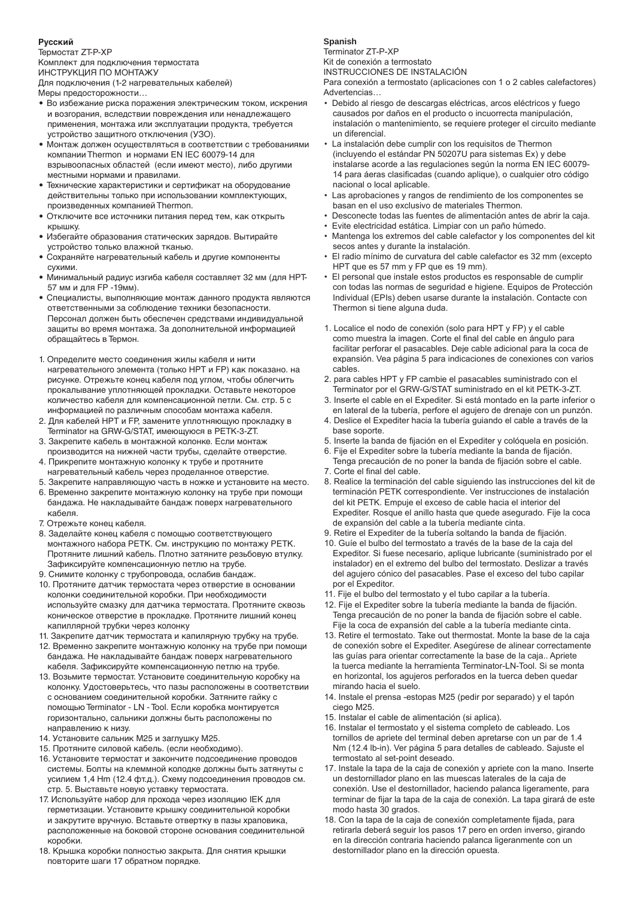**Русский**

Термостат ZT-P-XP

Комплект для подключения термостата

ИНСТРУКЦИЯ ПО МОНТАЖУ

Для подключения (1-2 нагревательных кабелей)

Меры предосторожности…

- Во избежание риска поражения электрическим током, искрения и возгорания, вследствии повреждения или ненадлежащего применения, монтажа или эксплуатации продукта, требуется устройство защитного отключения (УЗО).
- Монтаж должен осуществляться в соответствии с требованиями компании Thermon и нормами EN IEC 60079-14 для взрывоопасных областей (если имеют место), либо другими местными нормами и правилами.
- Технические характеристики и сертификат на оборудование действительны только при использовании комплектующих, произведенных компанией Thermon.
- Отключите все источники питания перед тем, как открыть крышку.
- Избегайте образования статических зарядов. Вытирайте устройство только влажной тканью.
- Сохраняйте нагревательный кабель и другие компоненты сухими.
- Минимальный радиус изгиба кабеля составляет 32 мм (для HPT-57 мм и для FP -19мм).
- Специалисты, выполняющие монтаж данного продукта являются ответственными за соблюдение техники безопасности. Персонал должен быть обеспечен средствами индивидуальной защиты во время монтажа. За дополнительной информацией обращайтесь в Термон.

1. Определите место соединения жилы кабеля и нити нагревательного элемента (только HPT и FP) как показано. на рисунке. Отрежьте конец кабеля под углом, чтобы облегчить прокалывание уплотняющей прокладки. Оставьте некоторое количество кабеля для компенсационной петли. См. стр. 5 с информацией по различным способам монтажа кабеля.
2. Для кабелей HPT и FP, замените уплотняющую прокладку в Terminator на GRW-G/STAT, имеющуюся в PETK-3-ZT.
3. Закрепите кабель в монтажной колонке. Если монтаж производится на нижней части трубы, сделайте отверстие.
4. Прикрепите монтажную колонку к трубе и протяните нагревательный кабель через проделанное отверстие.
5. Закрепите направляющую часть в ножке и установите на место.
6. Временно закрепите монтажную колонку на трубе при помощи бандажа. Не накладывайте бандаж поверх нагревательного кабеля.
7. Отрежьте конец кабеля.
8. Заделайте конец кабеля с помощью соответствующего монтажного набора PETK. См. инструкцию по монтажу PETK. Протяните лишний кабель. Плотно затяните резьбовую втулку. Зафиксируйте компенсационную петлю на трубе.
9. Снимите колонку с трубопровода, ослабив бандаж.
10. Протяните датчик термостата через отверстие в основании колонки соединительной коробки. При необходимости используйте смазку для датчика термостата. Протяните сквозь коническое отверстие в прокладке. Протяните лишний конец капиллярной трубки через колонку
11. Закрепите датчик термостата и капилярную трубку на трубе.
12. Временно закрепите монтажную колонку на трубе при помощи бандажа. Не накладывайте бандаж поверх нагревательного кабеля. Зафиксируйте компенсационную петлю на трубе.
13. Возьмите термостат. Установите соединительную коробку на колонку. Удостоверьтесь, что пазы расположены в соответствии с основанием соединительной коробки. Затяните гайку с помощью Terminator - LN - Tool. Если коробка монтируется горизонтально, сальники должны быть расположены по направлению к низу.
14. Установите сальник M25 и заглушку M25.
15. Протяните силовой кабель. (если необходимо).
16. Установите термостат и закончите подсоединение проводов системы. Болты на клеммной колодке должны быть затянуты с усилием 1,4 Hm (12.4 фт.д.). Схему подсоединения проводов см. стр. 5. Выставьте новую уставку термостата.
17. Используйте набор для прохода через изоляцию IEK для герметизации. Установите крышку соединительной коробки и закрутите вручную. Вставьте отвертку в пазы храповика, расположенные на боковой стороне основания соединительной коробки.
18. Крышка коробки полностью закрыта. Для снятия крышки повторите шаги 17 обратном порядке.

**Spanish**

Terminator ZT-P-XP

Kit de conexión a termostato

INSTRUCCIONES DE INSTALACIÓN

Para conexión a termostato (aplicaciones con 1 o 2 cables calefactores)

Advertencias…

- Debido al riesgo de descargas eléctricas, arcos eléctricos y fuego causados por daños en el producto o incuorrecta manipulación, instalación o mantenimiento, se requiere proteger el circuito mediante un diferencial.
- La instalación debe cumplir con los requisitos de Thermon (incluyendo el estándar PN 50207U para sistemas Ex) y debe instalarse acorde a las regulaciones según la norma EN IEC 60079-14 para áeras clasificadas (cuando aplique), o cualquier otro código nacional o local aplicable.
- Las aprobaciones y rangos de performance de los componentes se basan en el uso exclusivo de materiales Thermon.
- Desconecte todas las fuentes de alimentación antes de abrir la caja.
- Evite electricidad estática. Limpiar con un paño húmedo.
- Mantenga los extremos del cable calefactor y los componentes del kit secos antes y durante la instalación.
- El radio mínimo de curvatura del cable calefactor es 32 mm (excepto HPT que es 57 mm y FP que es 19 mm).
- El personal que instale estos productos es responsable de cumplir con todas las normas de seguridad e higiene. Equipos de Protección Individual (EPIs) deben usarse durante la instalación. Contacte con Thermon si tiene alguna duda.

1. Localice el nodo de conexión (solo para HPT y FP) y el cable como muestra la imagen. Corte el final del cable en ángulo para facilitar perforar el pasacables. Deje cable adicional para la coca de expansión. Vea página 5 para indicaciones de conexiones con varios cables.
2. para cables HPT y FP cambie el pasacables suministrado con el Terminator por el GRW-G/STAT suministrado en el kit PETK-3-ZT.
3. Inserte el cable en el Expediter. Si está montado en la parte inferior o en lateral de la tubería, perfore el agujero de drenaje con un punzón.
4. Deslice el Expediter hacia la tubería guiando el cable a través de la base soporte.
5. Inserte la banda de fijación en el Expediter y colóquela en posición.
6. Fije el Expediter sobre la tubería mediante la banda de fijación. Tenga precaución de no poner la banda de fijación sobre el cable.
7. Corte el final del cable.
8. Realice la terminación del cable siguiendo las instrucciones del kit de terminación PETK correspondiente. Ver instrucciones de instalación del kit PETK. Empuje el exceso de cable hacia el interior del Expediter. Rosque el anillo hasta que quede asegurado. Fije la coca de expansión del cable a la tubería mediante cinta.
9. Retire el Expediter de la tubería soltando la banda de fijación.
10. Guíe el bulbo del termostato a través de la base de la caja del Expeditor. Si fuese necesario, aplique lubricante (suministrado por el instalador) en el extremo del bulbo del termostato. Deslizar a través del agujero cónico del pasacables. Pase el exceso del tubo capilar por el Expeditor.
11. Fije el bulbo del termostato y el tubo capilar a la tubería.
12. Fije el Expediter sobre la tubería mediante la banda de fijación. Tenga precaución de no poner la banda de fijación sobre el cable. Fije la coca de expansión del cable a la tubería mediante cinta.
13. Retire el termostato. Take out thermostat. Monte la base de la caja de conexión sobre el Expediter. Asegúrese de alinear correctamente las guías para orientar correctamente la base de la caja.. Apriete la tuerca mediante la herramienta Terminator-LN-Tool. Si se monta en horizontal, los agujeros perforados en la tuerca deben quedar mirando hacia el suelo.
14. Instale el prensa -estopas M25 (pedir por separado) y el tapón ciego M25.
15. Instalar el cable de alimentación (si aplica).
16. Instalar el termostato y el sistema completo de cableado. Los tornillos de apriete del terminal deben apretarse con un par de 1.4 Nm (12.4 lb-in). Ver página 5 para detalles de cableado. Sajuste el termostato al set-point deseado.
17. Instale la tapa de la caja de conexión y apriete con la mano. Inserte un destornillador plano en las muescas laterales de la caja de conexión. Use el destornillador, haciendo palanca ligeramente, para terminar de fijar la tapa de la caja de conexión. La tapa girará de este modo hasta 30 grados.
18. Con la tapa de la caja de conexión completamente fijada, para retirarla deberá seguir los pasos 17 pero en orden inverso, girando en la dirección contraria haciendo palanca ligeranmente con un destornillador plano en la dirección opuesta.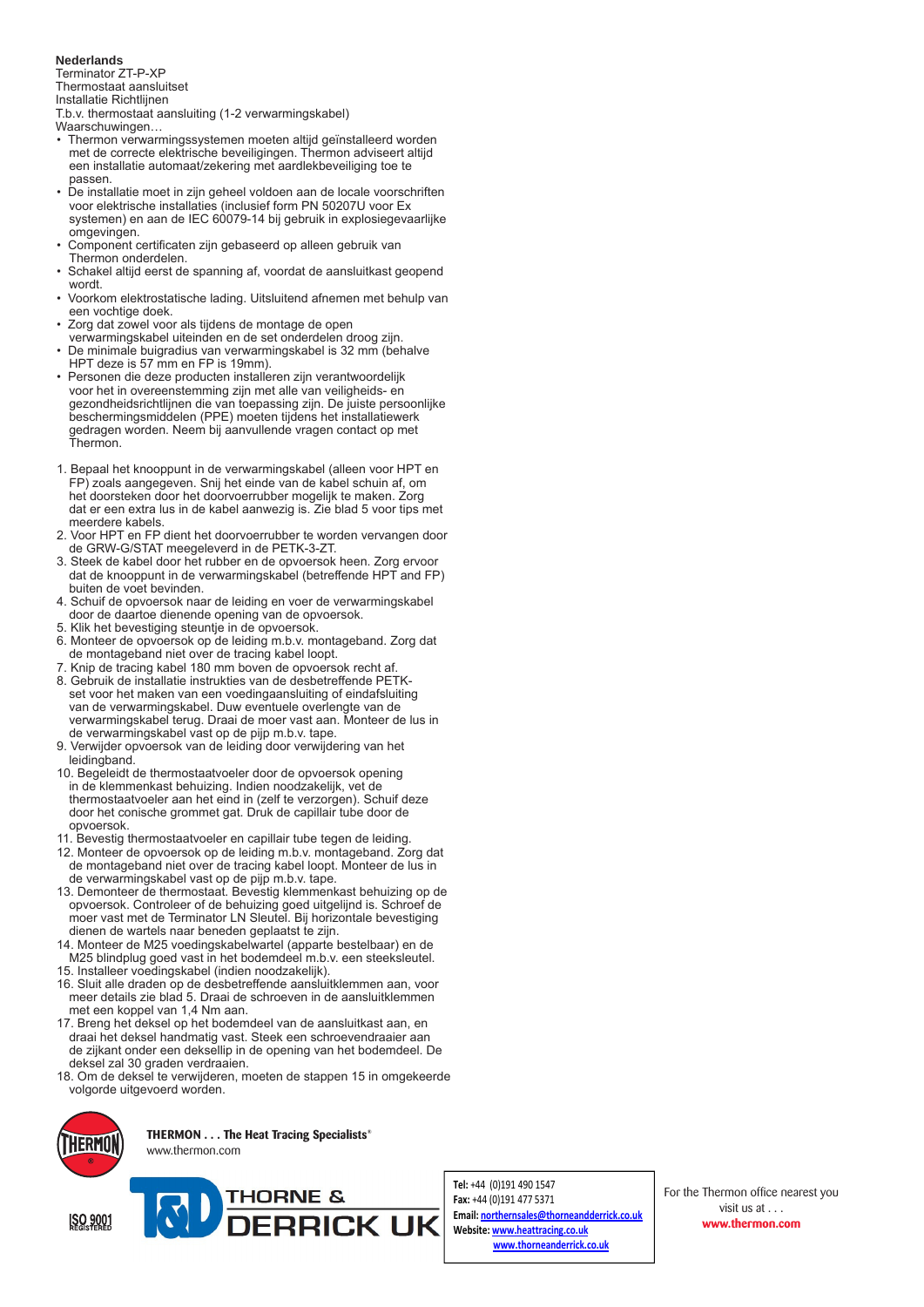**Nederlands**

Terminator ZT-P-XP

Thermostaat aansluitset

Installatie Richtlijnen

T.b.v. thermostaat aansluiting (1-2 verwarmingskabel)

Waarschuwingen…

- Thermon verwarmingssystemen moeten altijd geïnstalleerd worden met de correcte elektrische beveiligingen. Thermon adviseert altijd een installatie automaat/zekering met aardlekbeveiliging toe te passen.
- De installatie moet in zijn geheel voldoen aan de locale voorschriften voor elektrische installaties (inclusief form PN 50207U voor Ex systemen) en aan de IEC 60079-14 bij gebruik in explosiegevaarlijke omgevingen.
- Component certificaten zijn gebaseerd op alleen gebruik van Thermon onderdelen.
- Schakel altijd eerst de spanning af, voordat de aansluitkast geopend wordt.
- Voorkom elektrostatische lading. Uitsluitend afnemen met behulp van een vochtige doek.
- Zorg dat zowel voor als tijdens de montage de open verwarmingskabel uiteinden en de set onderdelen droog zijn.
- De minimale buigradius van verwarmingskabel is 32 mm (behalve HPT deze is 57 mm en FP is 19mm).
- Personen die deze producten installeren zijn verantwoordelijk voor het in overeenstemming zijn met alle van veiligheids- en gezondheidsrichtlijnen die van toepassing zijn. De juiste persoonlijke beschermingsmiddelen (PPE) moeten tijdens het installatiewerk gedragen worden. Neem bij aanvullende vragen contact op met Thermon.

1. Bepaal het knooppunt in de verwarmingskabel (alleen voor HPT en FP) zoals aangegeven. Snij het einde van de kabel schuin af, om het doorsteken door het doorvoerrubber mogelijk te maken. Zorg dat er een extra lus in de kabel aanwezig is. Zie blad 5 voor tips met meerdere kabels.
2. Voor HPT en FP dient het doorvoerrubber te worden vervangen door de GRW-G/STAT meegeleverd in de PETK-3-ZT.
3. Steek de kabel door het rubber en de opvoersok heen. Zorg ervoor dat de knooppunt in de verwarmingskabel (betreffende HPT and FP) buiten de voet bevinden.
4. Schuif de opvoersok naar de leiding en voer de verwarmingskabel door de daartoe dienende opening van de opvoersok.
5. Klik het bevestiging steuntje in de opvoersok.
6. Monteer de opvoersok op de leiding m.b.v. montageband. Zorg dat de montageband niet over de tracing kabel loopt.
7. Knip de tracing kabel 180 mm boven de opvoersok recht af.
8. Gebruik de installatie instrukties van de desbetreffende PETK-set voor het maken van een voedingaansluiting of eindafsluiting van de verwarmingskabel. Duw eventuele overlengte van de verwarmingskabel terug. Draai de moer vast aan. Monteer de lus in de verwarmingskabel vast op de pijp m.b.v. tape.
9. Verwijder opvoersok van de leiding door verwijdering van het leidingband.
10. Begeleidt de thermostaatvoeler door de opvoersok opening in de klemmenkast behuizing. Indien noodzakelijk, vet de thermostaatvoeler aan het eind in (zelf te verzorgen). Schuif deze door het conische grommet gat. Druk de capillair tube door de opvoersok.
11. Bevestig thermostaatvoeler en capillair tube tegen de leiding.
12. Monteer de opvoersok op de leiding m.b.v. montageband. Zorg dat de montageband niet over de tracing kabel loopt. Monteer de lus in de verwarmingskabel vast op de pijp m.b.v. tape.
13. Demonteer de thermostaat. Bevestig klemmenkast behuizing op de opvoersok. Controleer of de behuizing goed uitgelijnd is. Schroef de moer vast met de Terminator LN Sleutel. Bij horizontale bevestiging dienen de wartels naar beneden geplaatst te zijn.
14. Monteer de M25 voedingskabelwartel (apparte bestelbaar) en de M25 blindplug goed vast in het bodemdeel m.b.v. een steeksleutel.
15. Installeer voedingskabel (indien noodzakelijk).
16. Sluit alle draden op de desbetreffende aansluitklemmen aan, voor meer details zie blad 5. Draai de schroeven in de aansluitklemmen met een koppel van 1,4 Nm aan.
17. Breng het deksel op het bodemdeel van de aansluitkast aan, en draai het deksel handmatig vast. Steek een schroevendraaier aan de zijkant onder een dekselllip in de opening van het bodemdeel. De deksel zal 30 graden verdraaien.
18. Om de deksel te verwijderen, moeten de stappen 15 in omgekeerde volgorde uitgevoerd worden.

**THERMON . . . The Heat Tracing Specialists®**
www.thermon.com

ISO 9001 REGISTERED

THORNE & DERRICK UK

**Tel:** +44 (0)191 490 1547
**Fax:** +44 (0)191 477 5371
**Email:** northernsales@thorneandderrick.co.uk
**Website:** www.heattracing.co.uk
www.thorneanderrick.co.uk

For the Thermon office nearest you visit us at . . .
**www.thermon.com**